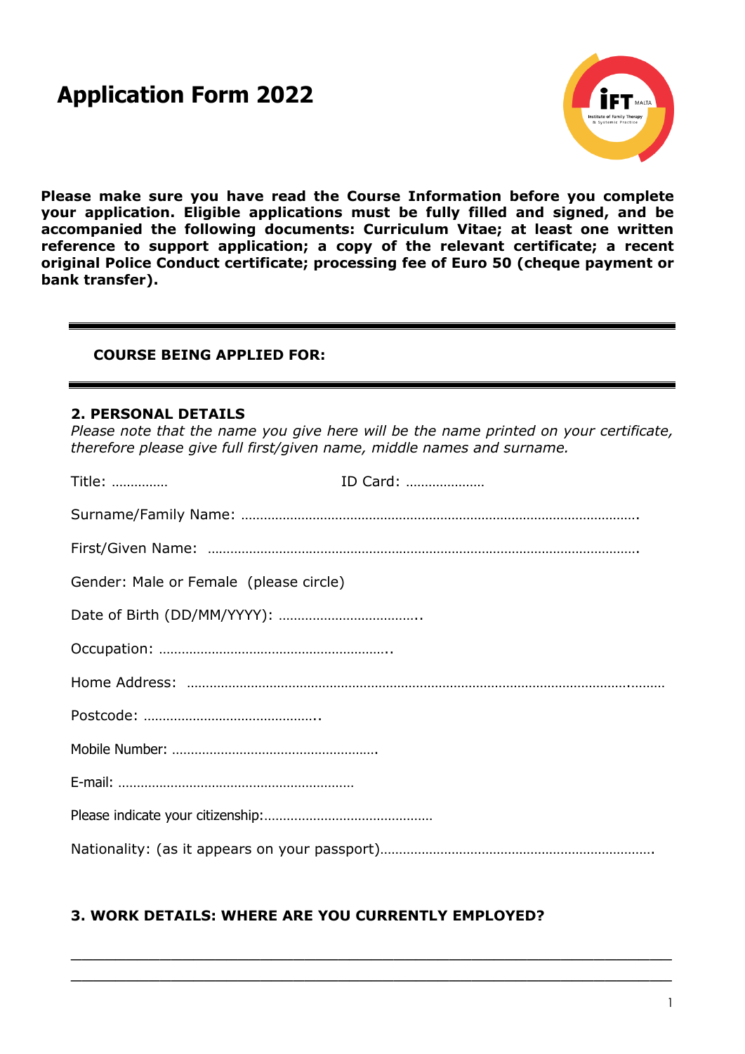# Application Form 2022

**Please make sure you have read the Course Information before you complete your application. Eligible applications must be fully filled and signed, and be accompanied the following documents: Curriculum Vitae; at least one written reference to support application; a copy of the relevant certificate; a recent original Police Conduct certificate; processing fee of Euro 50 (cheque payment or bank transfer).**

---

**COURSE BEING APPLIED FOR:**

---

## 2. PERSONAL DETAILS

*Please note that the name you give here will be the name printed on your certificate, therefore please give full first/given name, middle names and surname.*

Title: ……………  ID Card: …………………

Surname/Family Name: …………………………………………………………………………………………….

First/Given Name: ……………………………………………………………………………………………………….

Gender: Male or Female (please circle)

Date of Birth (DD/MM/YYYY): ………………………………..

Occupation: ……………………………………………………..

Home Address: ………………………………………………………………………………………………………..………

Postcode: ………………………………………..

Mobile Number: ……………………………………………….

E-mail: ………………………………………………………

Please indicate your citizenship:………………………………………

Nationality: (as it appears on your passport)……………………………………………………………….

## 3. WORK DETAILS: WHERE ARE YOU CURRENTLY EMPLOYED?

\_\_\_\_\_\_\_\_\_\_\_\_\_\_\_\_\_\_\_\_\_\_\_\_\_\_\_\_\_\_\_\_\_\_\_\_\_\_\_\_\_\_\_\_\_\_\_\_\_\_\_\_\_\_\_\_\_\_\_\_\_\_\_\_

\_\_\_\_\_\_\_\_\_\_\_\_\_\_\_\_\_\_\_\_\_\_\_\_\_\_\_\_\_\_\_\_\_\_\_\_\_\_\_\_\_\_\_\_\_\_\_\_\_\_\_\_\_\_\_\_\_\_\_\_\_\_\_\_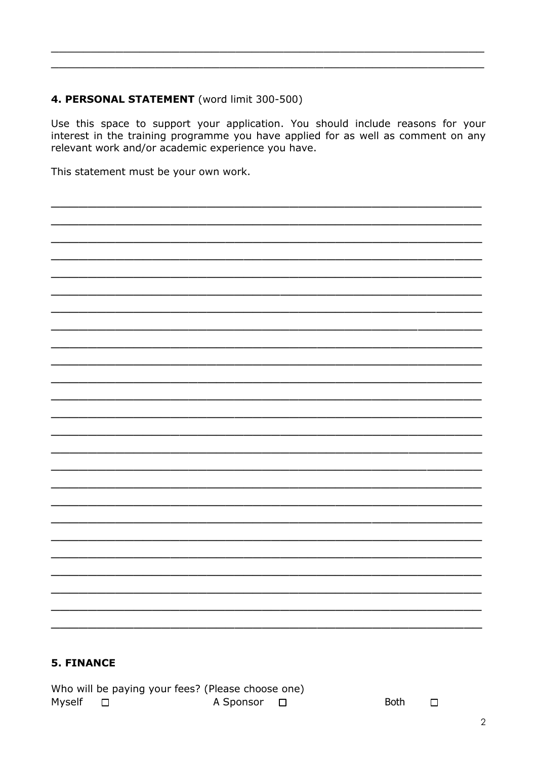## 4. PERSONAL STATEMENT (word limit 300-500)

Use this space to support your application. You should include reasons for your interest in the training programme you have applied for as well as comment on any relevant work and/or academic experience you have.

This statement must be your own work.

## 5. FINANCE

Who will be paying your fees? (Please choose one)

Myself ☐ A Sponsor ☐ Both ☐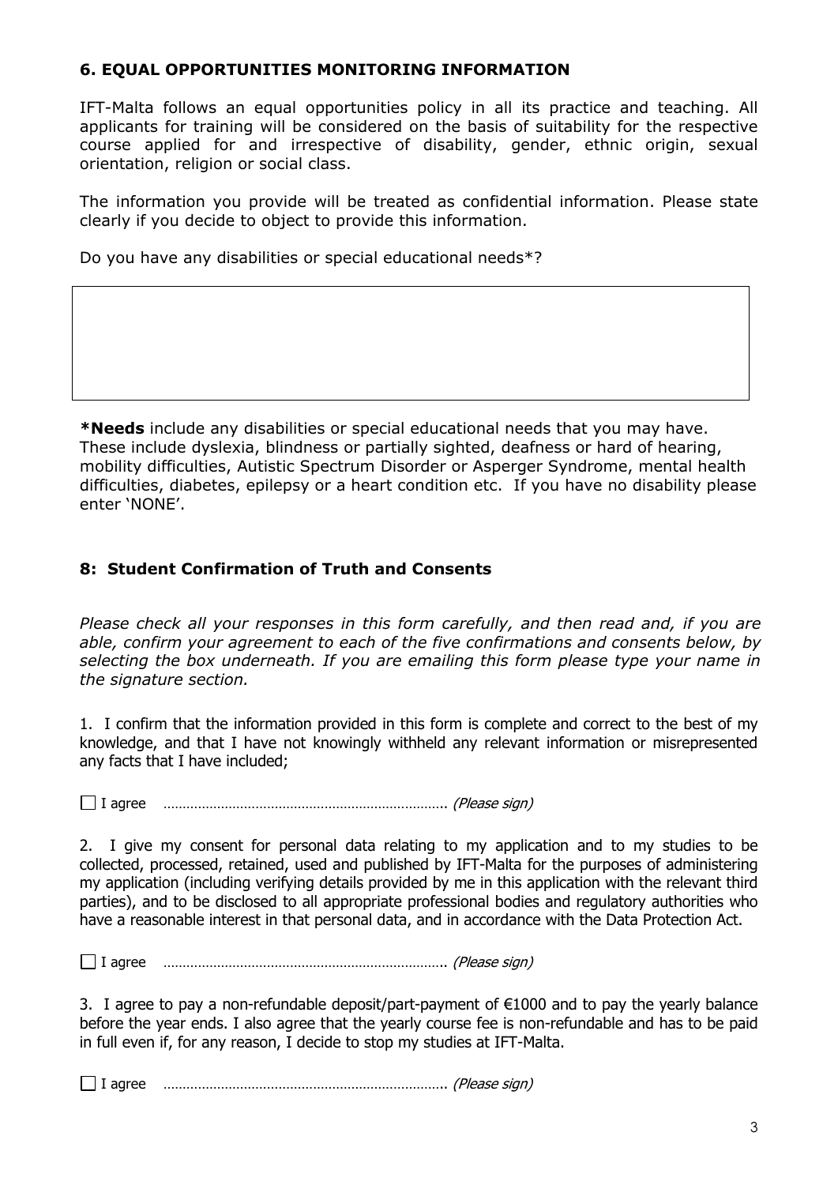## 6. EQUAL OPPORTUNITIES MONITORING INFORMATION

IFT-Malta follows an equal opportunities policy in all its practice and teaching. All applicants for training will be considered on the basis of suitability for the respective course applied for and irrespective of disability, gender, ethnic origin, sexual orientation, religion or social class.

The information you provide will be treated as confidential information. Please state clearly if you decide to object to provide this information.

Do you have any disabilities or special educational needs*?

| |
|---|
| |

**\*Needs** include any disabilities or special educational needs that you may have. These include dyslexia, blindness or partially sighted, deafness or hard of hearing, mobility difficulties, Autistic Spectrum Disorder or Asperger Syndrome, mental health difficulties, diabetes, epilepsy or a heart condition etc. If you have no disability please enter 'NONE'.

## 8: Student Confirmation of Truth and Consents

*Please check all your responses in this form carefully, and then read and, if you are able, confirm your agreement to each of the five confirmations and consents below, by selecting the box underneath. If you are emailing this form please type your name in the signature section.*

1. I confirm that the information provided in this form is complete and correct to the best of my knowledge, and that I have not knowingly withheld any relevant information or misrepresented any facts that I have included;

☐ I agree …………………………………………………………….. *(Please sign)*

2. I give my consent for personal data relating to my application and to my studies to be collected, processed, retained, used and published by IFT-Malta for the purposes of administering my application (including verifying details provided by me in this application with the relevant third parties), and to be disclosed to all appropriate professional bodies and regulatory authorities who have a reasonable interest in that personal data, and in accordance with the Data Protection Act.

☐ I agree …………………………………………………………….. *(Please sign)*

3. I agree to pay a non-refundable deposit/part-payment of €1000 and to pay the yearly balance before the year ends. I also agree that the yearly course fee is non-refundable and has to be paid in full even if, for any reason, I decide to stop my studies at IFT-Malta.

☐ I agree …………………………………………………………….. *(Please sign)*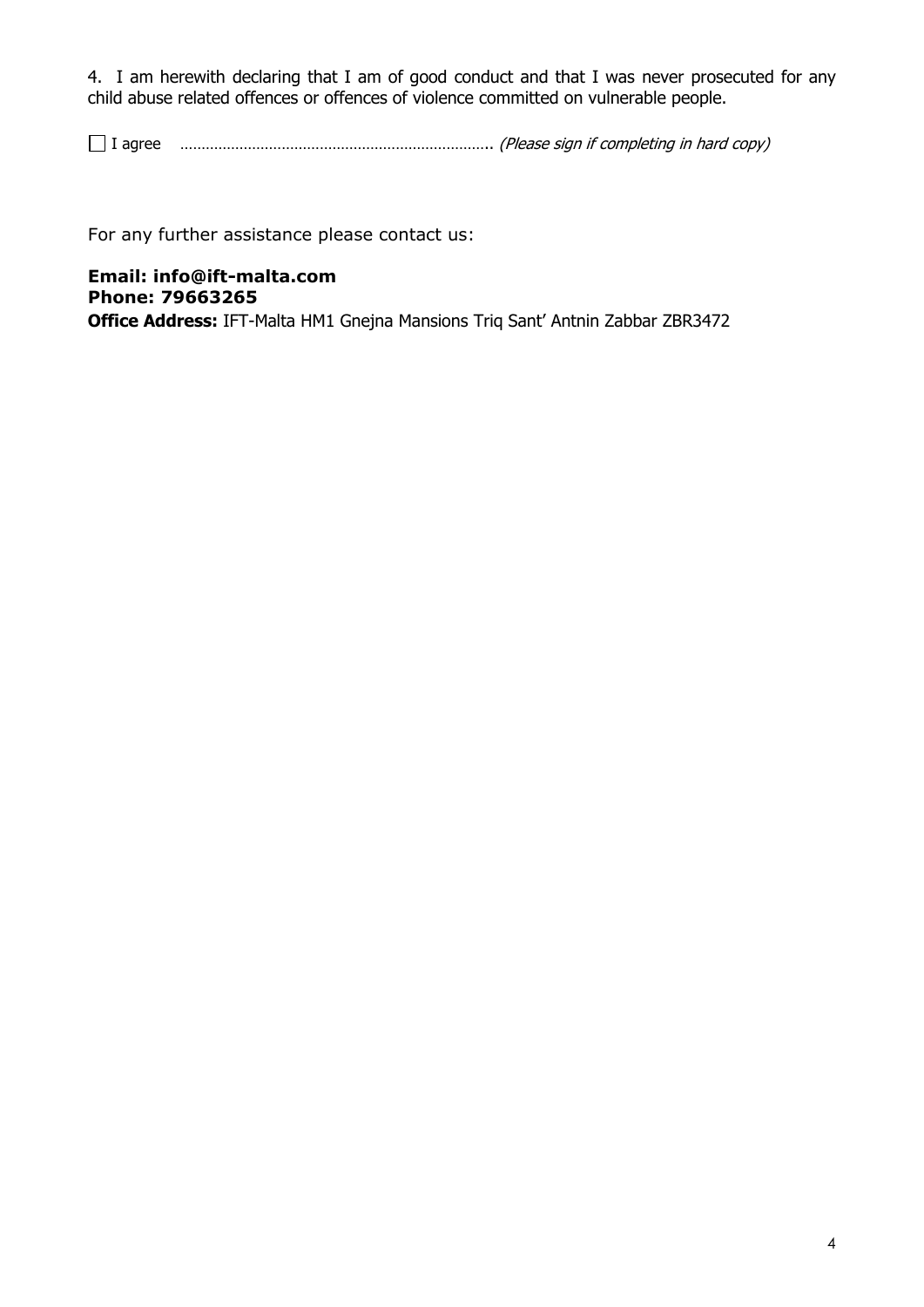4. I am herewith declaring that I am of good conduct and that I was never prosecuted for any child abuse related offences or offences of violence committed on vulnerable people.

☐ I agree ……………………………………………………………….. *(Please sign if completing in hard copy)*

For any further assistance please contact us:

**Email: info@ift-malta.com**
**Phone: 79663265**
**Office Address:** IFT-Malta HM1 Gnejna Mansions Triq Sant' Antnin Zabbar ZBR3472